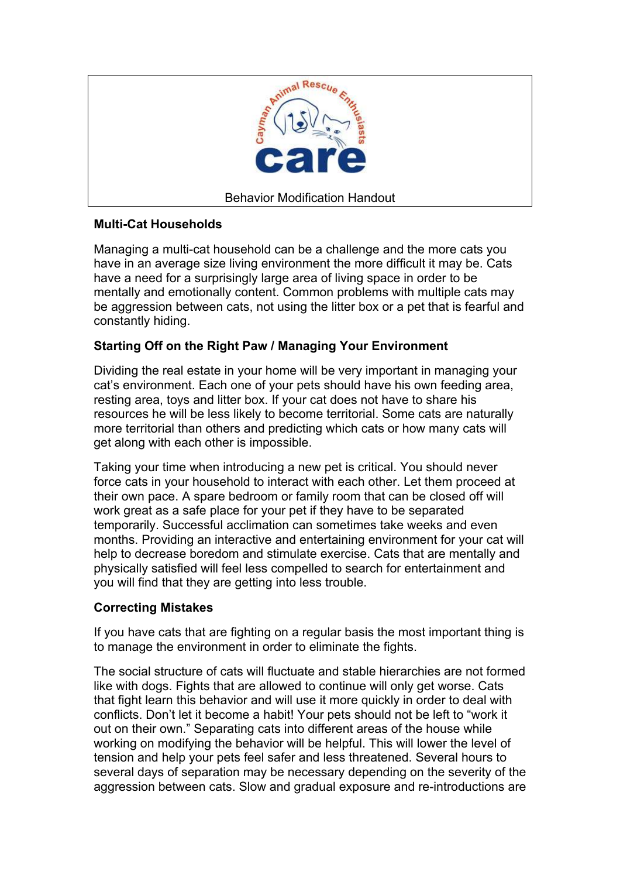Cayman Animal Rescue Enthusiasts

care

Behavior Modification Handout

## Multi-Cat Households

Managing a multi-cat household can be a challenge and the more cats you have in an average size living environment the more difficult it may be. Cats have a need for a surprisingly large area of living space in order to be mentally and emotionally content. Common problems with multiple cats may be aggression between cats, not using the litter box or a pet that is fearful and constantly hiding.

### Starting Off on the Right Paw / Managing Your Environment

Dividing the real estate in your home will be very important in managing your cat's environment. Each one of your pets should have his own feeding area, resting area, toys and litter box. If your cat does not have to share his resources he will be less likely to become territorial. Some cats are naturally more territorial than others and predicting which cats or how many cats will get along with each other is impossible.

Taking your time when introducing a new pet is critical. You should never force cats in your household to interact with each other. Let them proceed at their own pace. A spare bedroom or family room that can be closed off will work great as a safe place for your pet if they have to be separated temporarily. Successful acclimation can sometimes take weeks and even months. Providing an interactive and entertaining environment for your cat will help to decrease boredom and stimulate exercise. Cats that are mentally and physically satisfied will feel less compelled to search for entertainment and you will find that they are getting into less trouble.

### Correcting Mistakes

If you have cats that are fighting on a regular basis the most important thing is to manage the environment in order to eliminate the fights.

The social structure of cats will fluctuate and stable hierarchies are not formed like with dogs. Fights that are allowed to continue will only get worse. Cats that fight learn this behavior and will use it more quickly in order to deal with conflicts. Don't let it become a habit! Your pets should not be left to "work it out on their own." Separating cats into different areas of the house while working on modifying the behavior will be helpful. This will lower the level of tension and help your pets feel safer and less threatened. Several hours to several days of separation may be necessary depending on the severity of the aggression between cats. Slow and gradual exposure and re-introductions are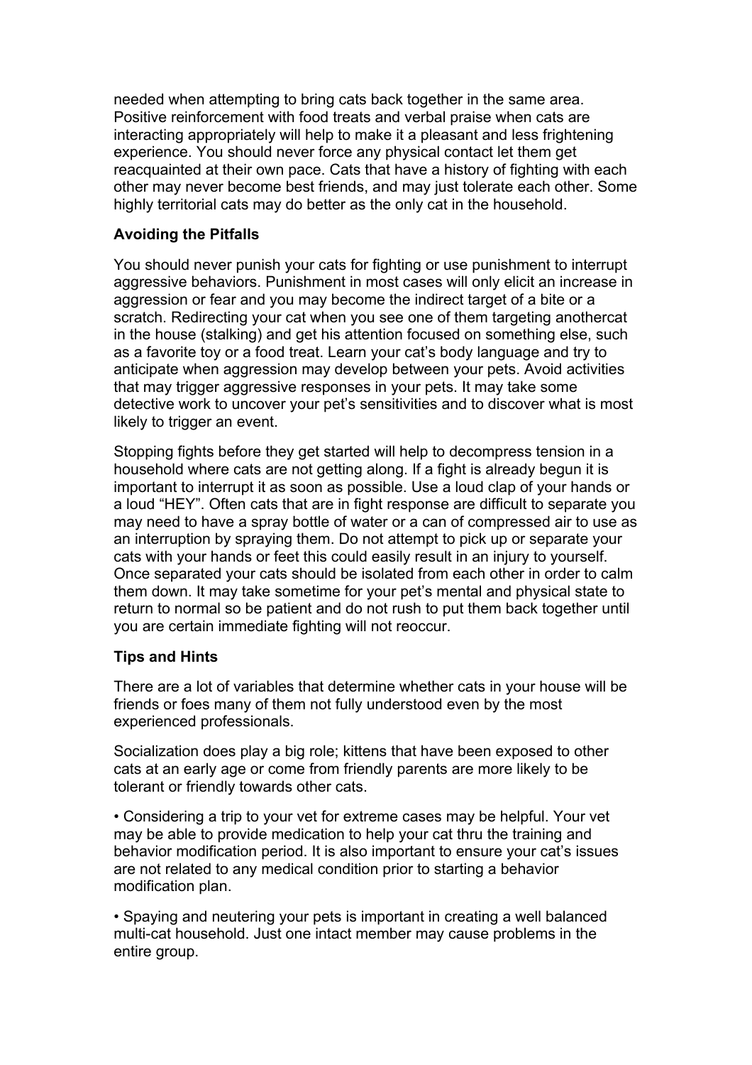needed when attempting to bring cats back together in the same area. Positive reinforcement with food treats and verbal praise when cats are interacting appropriately will help to make it a pleasant and less frightening experience. You should never force any physical contact let them get reacquainted at their own pace. Cats that have a history of fighting with each other may never become best friends, and may just tolerate each other. Some highly territorial cats may do better as the only cat in the household.

**Avoiding the Pitfalls**

You should never punish your cats for fighting or use punishment to interrupt aggressive behaviors. Punishment in most cases will only elicit an increase in aggression or fear and you may become the indirect target of a bite or a scratch. Redirecting your cat when you see one of them targeting anothercat in the house (stalking) and get his attention focused on something else, such as a favorite toy or a food treat. Learn your cat's body language and try to anticipate when aggression may develop between your pets. Avoid activities that may trigger aggressive responses in your pets. It may take some detective work to uncover your pet's sensitivities and to discover what is most likely to trigger an event.

Stopping fights before they get started will help to decompress tension in a household where cats are not getting along. If a fight is already begun it is important to interrupt it as soon as possible. Use a loud clap of your hands or a loud "HEY". Often cats that are in fight response are difficult to separate you may need to have a spray bottle of water or a can of compressed air to use as an interruption by spraying them. Do not attempt to pick up or separate your cats with your hands or feet this could easily result in an injury to yourself. Once separated your cats should be isolated from each other in order to calm them down. It may take sometime for your pet's mental and physical state to return to normal so be patient and do not rush to put them back together until you are certain immediate fighting will not reoccur.

**Tips and Hints**

There are a lot of variables that determine whether cats in your house will be friends or foes many of them not fully understood even by the most experienced professionals.

Socialization does play a big role; kittens that have been exposed to other cats at an early age or come from friendly parents are more likely to be tolerant or friendly towards other cats.

• Considering a trip to your vet for extreme cases may be helpful. Your vet may be able to provide medication to help your cat thru the training and behavior modification period. It is also important to ensure your cat's issues are not related to any medical condition prior to starting a behavior modification plan.

• Spaying and neutering your pets is important in creating a well balanced multi-cat household. Just one intact member may cause problems in the entire group.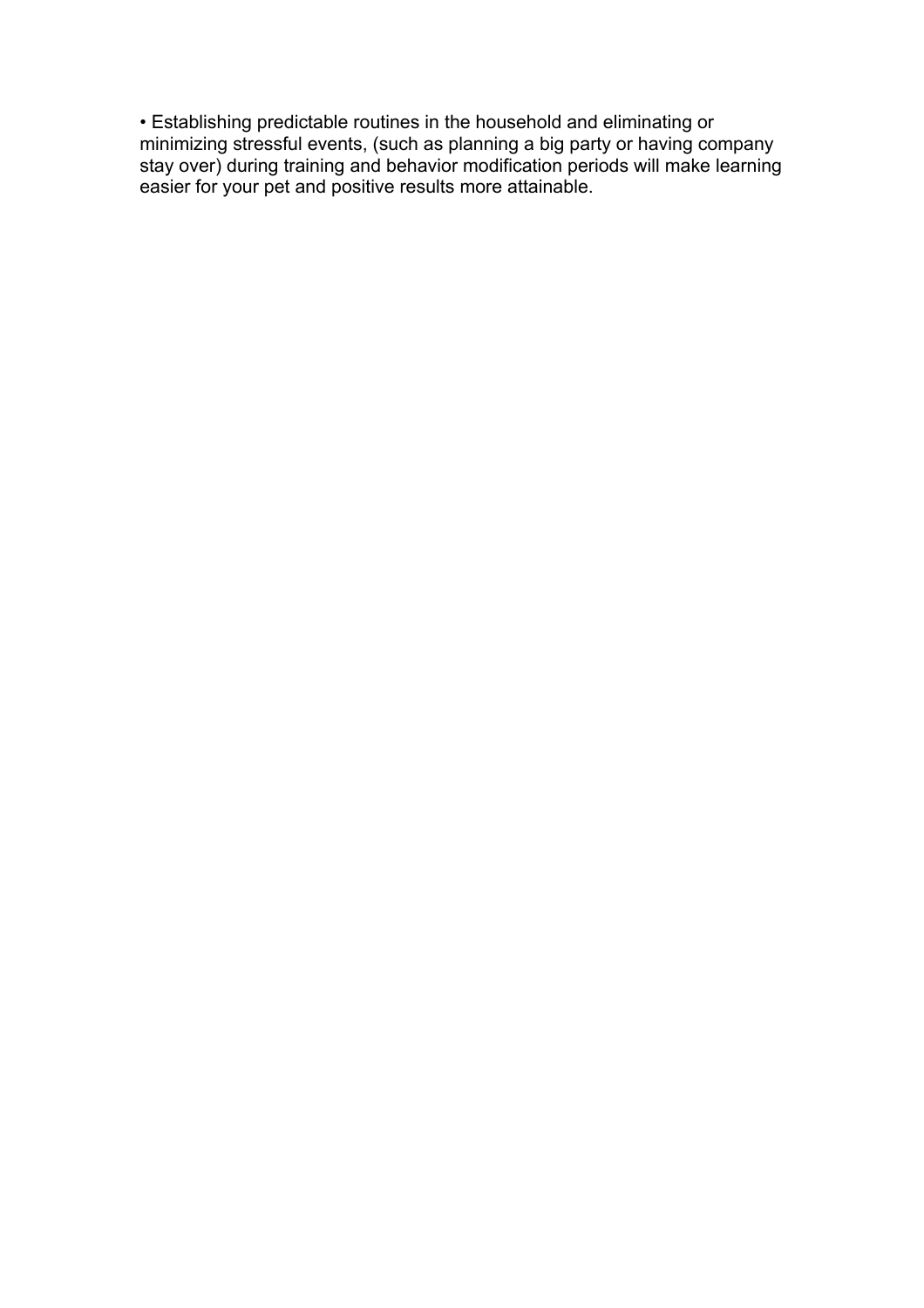- Establishing predictable routines in the household and eliminating or minimizing stressful events, (such as planning a big party or having company stay over) during training and behavior modification periods will make learning easier for your pet and positive results more attainable.